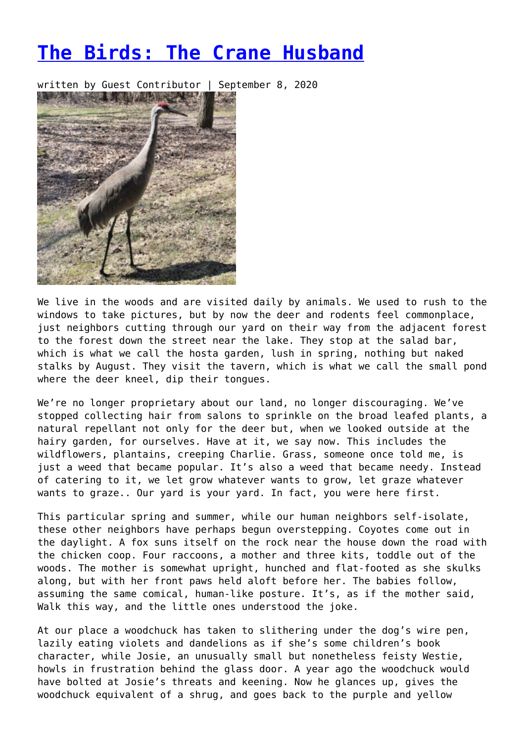# [The Birds: The Crane Husband](#)

written by Guest Contributor | September 8, 2020

We live in the woods and are visited daily by animals. We used to rush to the windows to take pictures, but by now the deer and rodents feel commonplace, just neighbors cutting through our yard on their way from the adjacent forest to the forest down the street near the lake. They stop at the salad bar, which is what we call the hosta garden, lush in spring, nothing but naked stalks by August. They visit the tavern, which is what we call the small pond where the deer kneel, dip their tongues.

We're no longer proprietary about our land, no longer discouraging. We've stopped collecting hair from salons to sprinkle on the broad leafed plants, a natural repellant not only for the deer but, when we looked outside at the hairy garden, for ourselves. Have at it, we say now. This includes the wildflowers, plantains, creeping Charlie. Grass, someone once told me, is just a weed that became popular. It's also a weed that became needy. Instead of catering to it, we let grow whatever wants to grow, let graze whatever wants to graze.. Our yard is your yard. In fact, you were here first.

This particular spring and summer, while our human neighbors self-isolate, these other neighbors have perhaps begun overstepping. Coyotes come out in the daylight. A fox suns itself on the rock near the house down the road with the chicken coop. Four raccoons, a mother and three kits, toddle out of the woods. The mother is somewhat upright, hunched and flat-footed as she skulks along, but with her front paws held aloft before her. The babies follow, assuming the same comical, human-like posture. It's, as if the mother said, Walk this way, and the little ones understood the joke.

At our place a woodchuck has taken to slithering under the dog's wire pen, lazily eating violets and dandelions as if she's some children's book character, while Josie, an unusually small but nonetheless feisty Westie, howls in frustration behind the glass door. A year ago the woodchuck would have bolted at Josie's threats and keening. Now he glances up, gives the woodchuck equivalent of a shrug, and goes back to the purple and yellow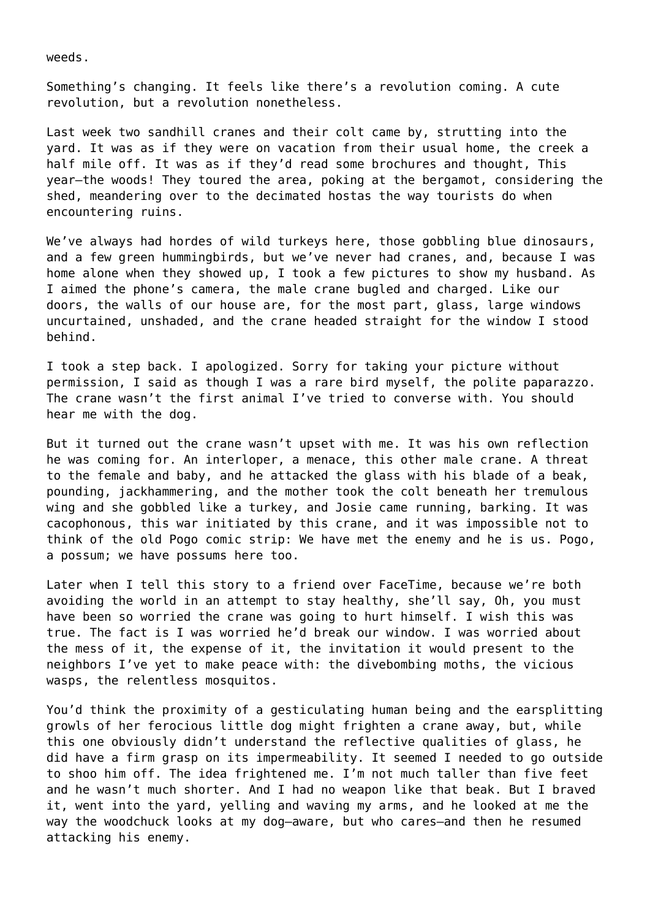weeds.

Something's changing. It feels like there's a revolution coming. A cute revolution, but a revolution nonetheless.

Last week two sandhill cranes and their colt came by, strutting into the yard. It was as if they were on vacation from their usual home, the creek a half mile off. It was as if they'd read some brochures and thought, This year—the woods! They toured the area, poking at the bergamot, considering the shed, meandering over to the decimated hostas the way tourists do when encountering ruins.

We've always had hordes of wild turkeys here, those gobbling blue dinosaurs, and a few green hummingbirds, but we've never had cranes, and, because I was home alone when they showed up, I took a few pictures to show my husband. As I aimed the phone's camera, the male crane bugled and charged. Like our doors, the walls of our house are, for the most part, glass, large windows uncurtained, unshaded, and the crane headed straight for the window I stood behind.

I took a step back. I apologized. Sorry for taking your picture without permission, I said as though I was a rare bird myself, the polite paparazzo. The crane wasn't the first animal I've tried to converse with. You should hear me with the dog.

But it turned out the crane wasn't upset with me. It was his own reflection he was coming for. An interloper, a menace, this other male crane. A threat to the female and baby, and he attacked the glass with his blade of a beak, pounding, jackhammering, and the mother took the colt beneath her tremulous wing and she gobbled like a turkey, and Josie came running, barking. It was cacophonous, this war initiated by this crane, and it was impossible not to think of the old Pogo comic strip: We have met the enemy and he is us. Pogo, a possum; we have possums here too.

Later when I tell this story to a friend over FaceTime, because we're both avoiding the world in an attempt to stay healthy, she'll say, Oh, you must have been so worried the crane was going to hurt himself. I wish this was true. The fact is I was worried he'd break our window. I was worried about the mess of it, the expense of it, the invitation it would present to the neighbors I've yet to make peace with: the divebombing moths, the vicious wasps, the relentless mosquitos.

You'd think the proximity of a gesticulating human being and the earsplitting growls of her ferocious little dog might frighten a crane away, but, while this one obviously didn't understand the reflective qualities of glass, he did have a firm grasp on its impermeability. It seemed I needed to go outside to shoo him off. The idea frightened me. I'm not much taller than five feet and he wasn't much shorter. And I had no weapon like that beak. But I braved it, went into the yard, yelling and waving my arms, and he looked at me the way the woodchuck looks at my dog—aware, but who cares—and then he resumed attacking his enemy.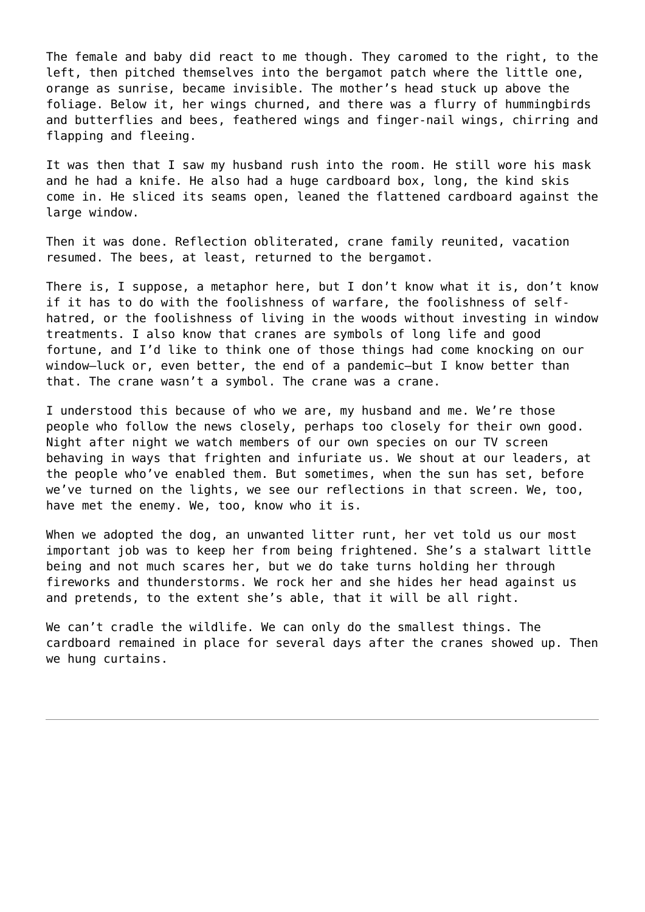The female and baby did react to me though. They caromed to the right, to the left, then pitched themselves into the bergamot patch where the little one, orange as sunrise, became invisible. The mother's head stuck up above the foliage. Below it, her wings churned, and there was a flurry of hummingbirds and butterflies and bees, feathered wings and finger-nail wings, chirring and flapping and fleeing.

It was then that I saw my husband rush into the room. He still wore his mask and he had a knife. He also had a huge cardboard box, long, the kind skis come in. He sliced its seams open, leaned the flattened cardboard against the large window.

Then it was done. Reflection obliterated, crane family reunited, vacation resumed. The bees, at least, returned to the bergamot.

There is, I suppose, a metaphor here, but I don't know what it is, don't know if it has to do with the foolishness of warfare, the foolishness of self-hatred, or the foolishness of living in the woods without investing in window treatments. I also know that cranes are symbols of long life and good fortune, and I'd like to think one of those things had come knocking on our window—luck or, even better, the end of a pandemic—but I know better than that. The crane wasn't a symbol. The crane was a crane.

I understood this because of who we are, my husband and me. We're those people who follow the news closely, perhaps too closely for their own good. Night after night we watch members of our own species on our TV screen behaving in ways that frighten and infuriate us. We shout at our leaders, at the people who've enabled them. But sometimes, when the sun has set, before we've turned on the lights, we see our reflections in that screen. We, too, have met the enemy. We, too, know who it is.

When we adopted the dog, an unwanted litter runt, her vet told us our most important job was to keep her from being frightened. She's a stalwart little being and not much scares her, but we do take turns holding her through fireworks and thunderstorms. We rock her and she hides her head against us and pretends, to the extent she's able, that it will be all right.

We can't cradle the wildlife. We can only do the smallest things. The cardboard remained in place for several days after the cranes showed up. Then we hung curtains.

---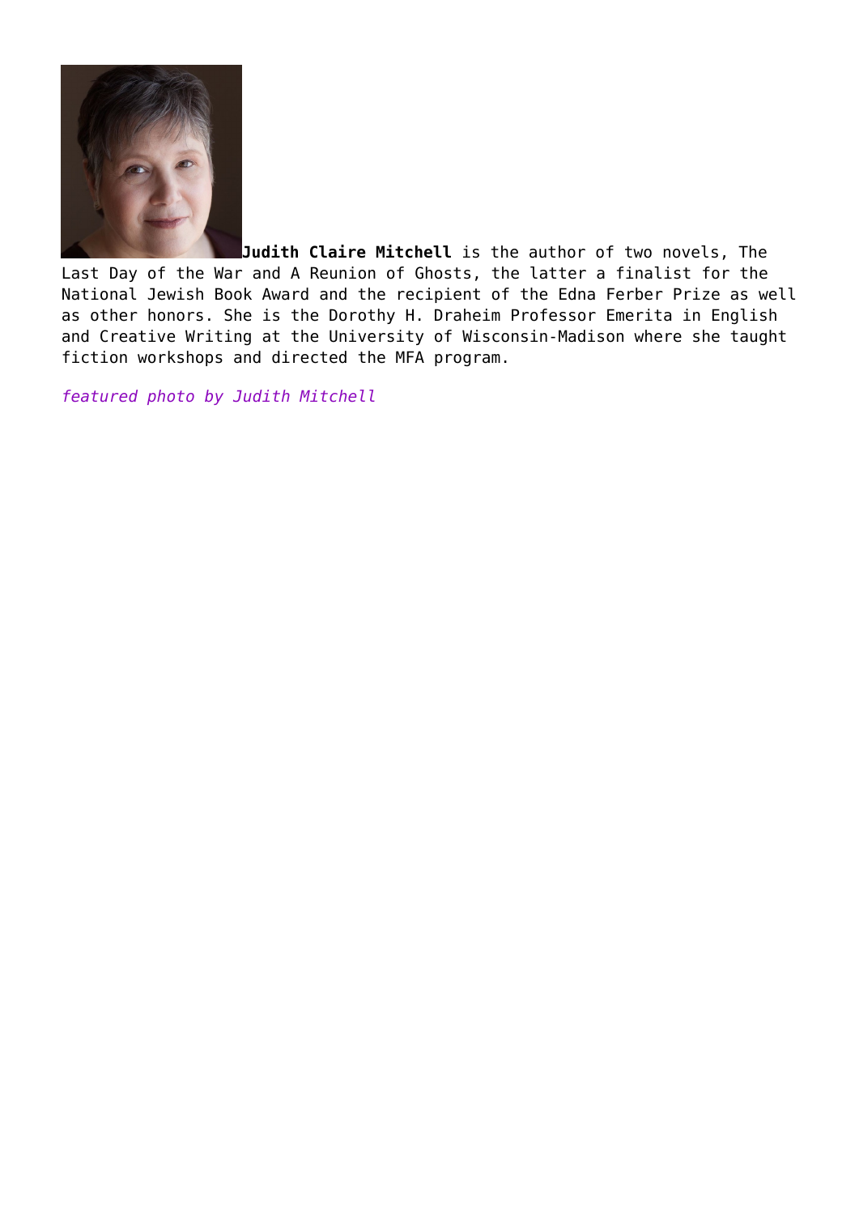**Judith Claire Mitchell** is the author of two novels, The Last Day of the War and A Reunion of Ghosts, the latter a finalist for the National Jewish Book Award and the recipient of the Edna Ferber Prize as well as other honors. She is the Dorothy H. Draheim Professor Emerita in English and Creative Writing at the University of Wisconsin-Madison where she taught fiction workshops and directed the MFA program.

*featured photo by Judith Mitchell*